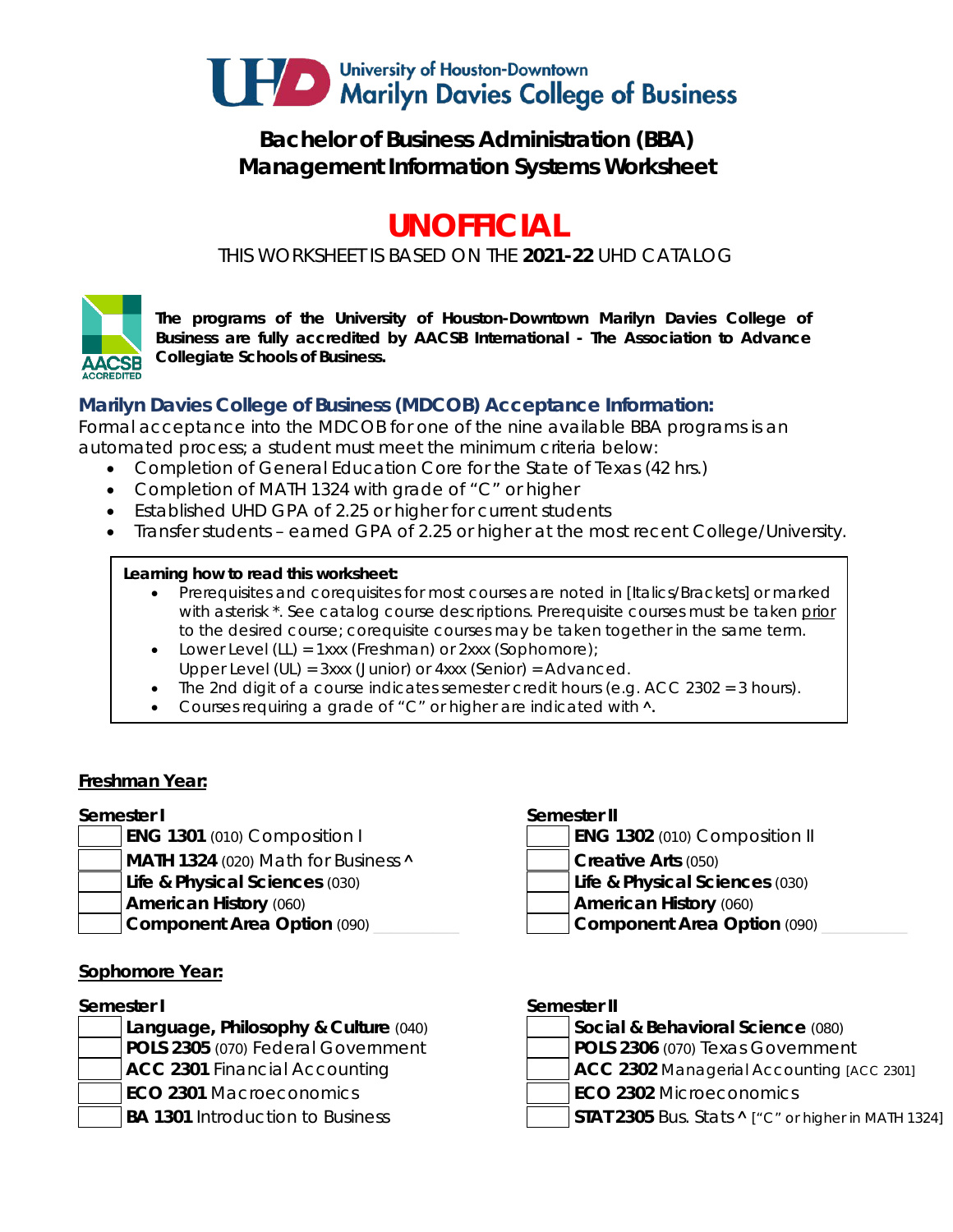# Bachelor of Business Administration (BBA)
# Management Information Systems Worksheet

## UNOFFICIAL

THIS WORKSHEET IS BASED ON THE **2021-22** UHD CATALOG

**The programs of the University of Houston-Downtown Marilyn Davies College of Business are fully accredited by AACSB International - The Association to Advance Collegiate Schools of Business.**

### Marilyn Davies College of Business (MDCOB) Acceptance Information:

Formal acceptance into the MDCOB for one of the nine available BBA programs is an automated process; a student must meet the minimum criteria below:

- Completion of General Education Core for the State of Texas (42 hrs.)
- Completion of MATH 1324 with grade of "C" or higher
- Established UHD GPA of 2.25 or higher for current students
- Transfer students – earned GPA of 2.25 or higher at the most recent College/University.

**Learning how to read this worksheet:**

- Prerequisites and corequisites for most courses are noted in [Italics/Brackets] or marked with asterisk *. See catalog course descriptions. Prerequisite courses must be taken prior to the desired course; corequisite courses may be taken together in the same term.
- Lower Level (LL) = 1xxx (Freshman) or 2xxx (Sophomore);
  Upper Level (UL) = 3xxx (Junior) or 4xxx (Senior) = Advanced.
- The 2nd digit of a course indicates semester credit hours (e.g. ACC 2302 = 3 hours).
- Courses requiring a grade of "C" or higher are indicated with ^.

### Freshman Year:

**Semester I**

- [ ] **ENG 1301** (010) Composition I
- [ ] **MATH 1324** (020) Math for Business ^
- [ ] **Life & Physical Sciences** (030)
- [ ] **American History** (060)
- [ ] **Component Area Option** (090) ________

**Semester II**

- [ ] **ENG 1302** (010) Composition II
- [ ] **Creative Arts** (050)
- [ ] **Life & Physical Sciences** (030)
- [ ] **American History** (060)
- [ ] **Component Area Option** (090) ________

### Sophomore Year:

**Semester I**

- [ ] **Language, Philosophy & Culture** (040)
- [ ] **POLS 2305** (070) Federal Government
- [ ] **ACC 2301** Financial Accounting
- [ ] **ECO 2301** Macroeconomics
- [ ] **BA 1301** Introduction to Business

**Semester II**

- [ ] **Social & Behavioral Science** (080)
- [ ] **POLS 2306** (070) Texas Government
- [ ] **ACC 2302** Managerial Accounting [ACC 2301]
- [ ] **ECO 2302** Microeconomics
- [ ] **STAT 2305** Bus. Stats **^** ["C" or higher in MATH 1324]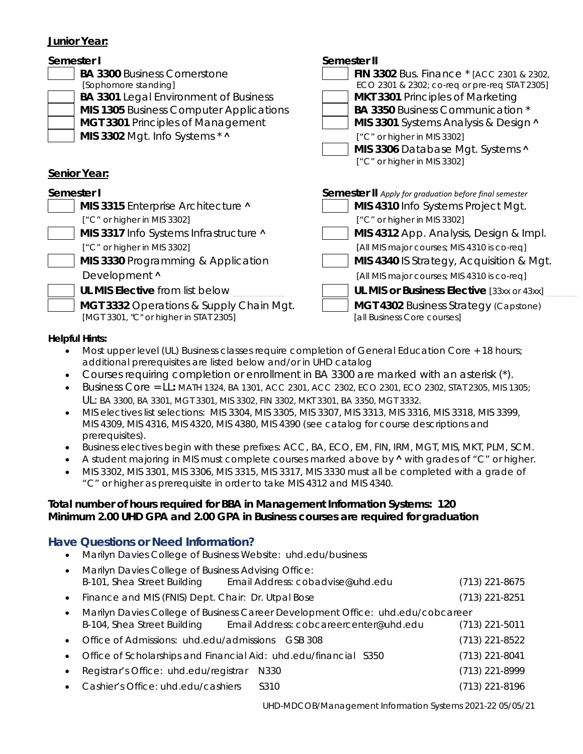## Junior Year:

### Semester I

- [ ] **BA 3300** Business Cornerstone
  [Sophomore standing]
- [ ] **BA 3301** Legal Environment of Business
- [ ] **MIS 1305** Business Computer Applications
- [ ] **MGT 3301** Principles of Management
- [ ] **MIS 3302** Mgt. Info Systems * ^

### Semester II

- [ ] **FIN 3302** Bus. Finance * [ACC 2301 & 2302, ECO 2301 & 2302; co-req or pre-req STAT 2305]
- [ ] **MKT 3301** Principles of Marketing
- [ ] **BA 3350** Business Communication *
- [ ] **MIS 3301** Systems Analysis & Design ^
  ["C" or higher in MIS 3302]
- [ ] **MIS 3306** Database Mgt. Systems ^
  ["C" or higher in MIS 3302]

## Senior Year:

### Semester I

- [ ] **MIS 3315** Enterprise Architecture ^
  ["C" or higher in MIS 3302]
- [ ] **MIS 3317** Info Systems Infrastructure ^
  ["C" or higher in MIS 3302]
- [ ] **MIS 3330** Programming & Application Development ^
- [ ] **UL MIS Elective** from list below ______
- [ ] **MGT 3332** Operations & Supply Chain Mgt.
  [MGT 3301, "C" or higher in STAT 2305]

### Semester II *Apply for graduation before final semester*

- [ ] **MIS 4310** Info Systems Project Mgt.
  ["C" or higher in MIS 3302]
- [ ] **MIS 4312** App. Analysis, Design & Impl.
  [All MIS major courses; MIS 4310 is co-req]
- [ ] **MIS 4340** IS Strategy, Acquisition & Mgt.
  [All MIS major courses; MIS 4310 is co-req]
- [ ] **UL MIS or Business Elective** [33xx or 43xx] ______
- [ ] **MGT 4302** Business Strategy (Capstone)
  [all Business Core courses]

**Helpful Hints:**

- Most upper level (UL) Business classes require completion of General Education Core + 18 hours; additional prerequisites are listed below and/or in UHD catalog
- Courses requiring completion or enrollment in BA 3300 are marked with an asterisk (*).
- Business Core = **LL:** MATH 1324, BA 1301, ACC 2301, ACC 2302, ECO 2301, ECO 2302, STAT 2305, MIS 1305;
  UL: BA 3300, BA 3301, MGT 3301, MIS 3302, FIN 3302, MKT 3301, BA 3350, MGT 3332.
- MIS electives list selections: MIS 3304, MIS 3305, MIS 3307, MIS 3313, MIS 3316, MIS 3318, MIS 3399, MIS 4309, MIS 4316, MIS 4320, MIS 4380, MIS 4390 (see catalog for course descriptions and prerequisites).
- Business electives begin with these prefixes: ACC, BA, ECO, EM, FIN, IRM, MGT, MIS, MKT, PLM, SCM.
- A student majoring in MIS must complete courses marked above by **^** with grades of "C" or higher.
- MIS 3302, MIS 3301, MIS 3306, MIS 3315, MIS 3317, MIS 3330 must all be completed with a grade of "C" or higher as prerequisite in order to take MIS 4312 and MIS 4340.

**Total number of hours required for BBA in Management Information Systems: 120**
**Minimum 2.00 UHD GPA and 2.00 GPA in Business courses are required for graduation**

## Have Questions or Need Information?

- Marilyn Davies College of Business Website: uhd.edu/business
- Marilyn Davies College of Business Advising Office:
  B-101, Shea Street Building Email Address: cobadvise@uhd.edu (713) 221-8675
- Finance and MIS (FNIS) Dept. Chair: Dr. Utpal Bose (713) 221-8251
- Marilyn Davies College of Business Career Development Office: uhd.edu/cobcareer
  B-104, Shea Street Building Email Address: cobcareercenter@uhd.edu (713) 221-5011
- Office of Admissions: uhd.edu/admissions GSB 308 (713) 221-8522
- Office of Scholarships and Financial Aid: uhd.edu/financial S350 (713) 221-8041
- Registrar's Office: uhd.edu/registrar N330 (713) 221-8999
- Cashier's Office: uhd.edu/cashiers S310 (713) 221-8196

UHD-MDCOB/Management Information Systems 2021-22 05/05/21